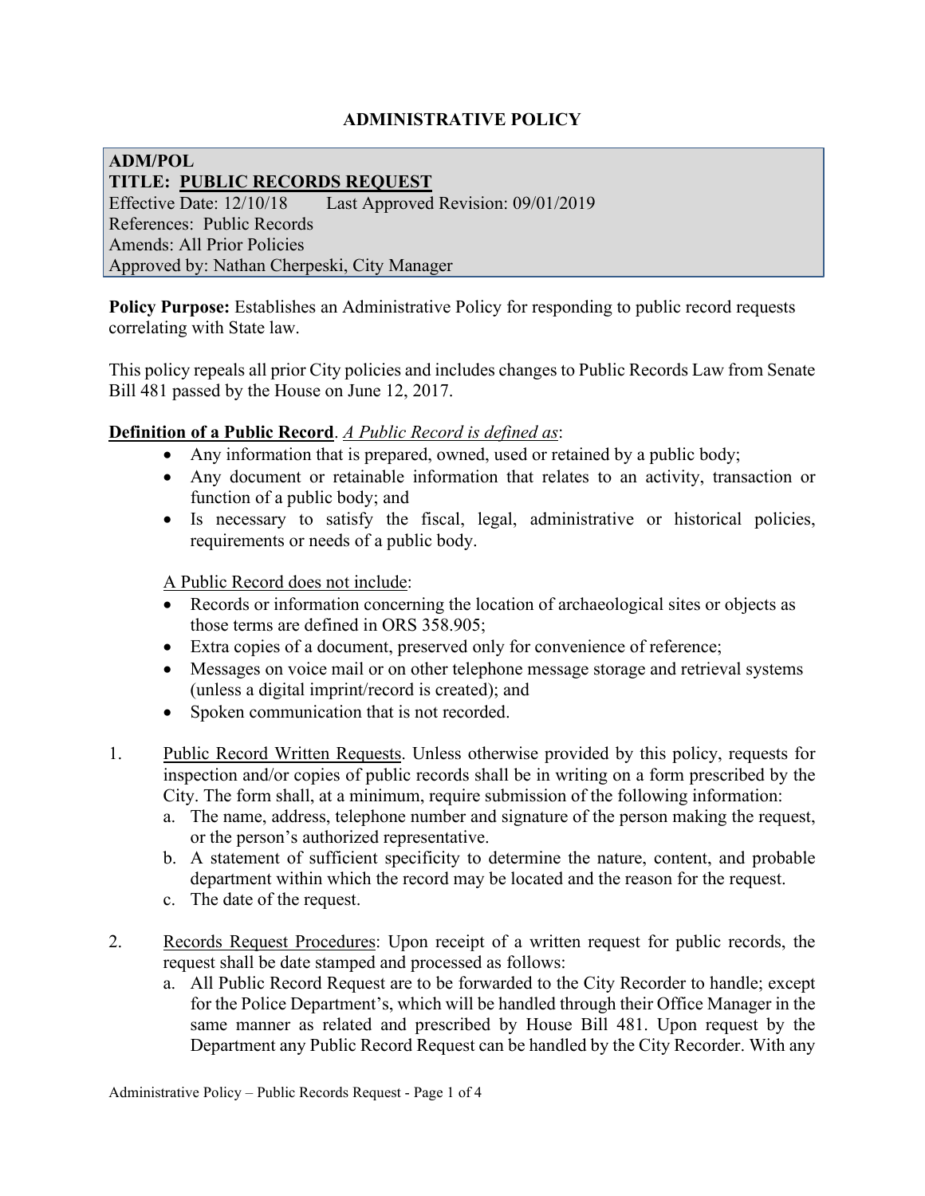# ADMINISTRATIVE POLICY

**ADM/POL**
**TITLE: <u>PUBLIC RECORDS REQUEST</u>**
Effective Date: 12/10/18 Last Approved Revision: 09/01/2019
References: Public Records
Amends: All Prior Policies
Approved by: Nathan Cherpeski, City Manager

**Policy Purpose:** Establishes an Administrative Policy for responding to public record requests correlating with State law.

This policy repeals all prior City policies and includes changes to Public Records Law from Senate Bill 481 passed by the House on June 12, 2017.

**<u>Definition of a Public Record</u>**. *<u>A Public Record is defined as</u>*:

- Any information that is prepared, owned, used or retained by a public body;
- Any document or retainable information that relates to an activity, transaction or function of a public body; and
- Is necessary to satisfy the fiscal, legal, administrative or historical policies, requirements or needs of a public body.

<u>A Public Record does not include</u>:

- Records or information concerning the location of archaeological sites or objects as those terms are defined in ORS 358.905;
- Extra copies of a document, preserved only for convenience of reference;
- Messages on voice mail or on other telephone message storage and retrieval systems (unless a digital imprint/record is created); and
- Spoken communication that is not recorded.

1. <u>Public Record Written Requests</u>. Unless otherwise provided by this policy, requests for inspection and/or copies of public records shall be in writing on a form prescribed by the City. The form shall, at a minimum, require submission of the following information:
   a. The name, address, telephone number and signature of the person making the request, or the person's authorized representative.
   b. A statement of sufficient specificity to determine the nature, content, and probable department within which the record may be located and the reason for the request.
   c. The date of the request.

2. <u>Records Request Procedures</u>: Upon receipt of a written request for public records, the request shall be date stamped and processed as follows:
   a. All Public Record Request are to be forwarded to the City Recorder to handle; except for the Police Department's, which will be handled through their Office Manager in the same manner as related and prescribed by House Bill 481. Upon request by the Department any Public Record Request can be handled by the City Recorder. With any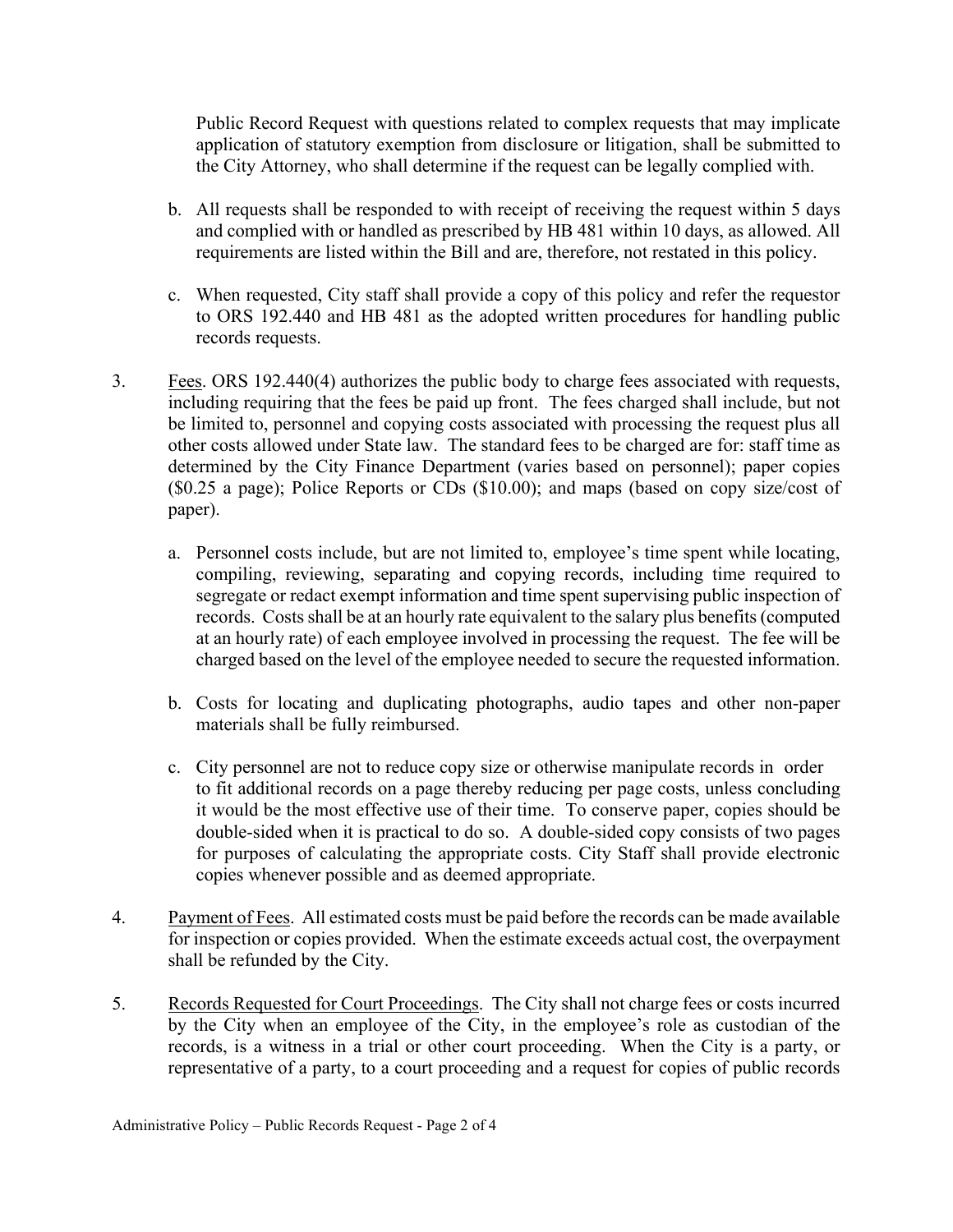Public Record Request with questions related to complex requests that may implicate application of statutory exemption from disclosure or litigation, shall be submitted to the City Attorney, who shall determine if the request can be legally complied with.

b. All requests shall be responded to with receipt of receiving the request within 5 days and complied with or handled as prescribed by HB 481 within 10 days, as allowed. All requirements are listed within the Bill and are, therefore, not restated in this policy.

c. When requested, City staff shall provide a copy of this policy and refer the requestor to ORS 192.440 and HB 481 as the adopted written procedures for handling public records requests.

3. <u>Fees</u>. ORS 192.440(4) authorizes the public body to charge fees associated with requests, including requiring that the fees be paid up front. The fees charged shall include, but not be limited to, personnel and copying costs associated with processing the request plus all other costs allowed under State law. The standard fees to be charged are for: staff time as determined by the City Finance Department (varies based on personnel); paper copies ($0.25 a page); Police Reports or CDs ($10.00); and maps (based on copy size/cost of paper).

   a. Personnel costs include, but are not limited to, employee's time spent while locating, compiling, reviewing, separating and copying records, including time required to segregate or redact exempt information and time spent supervising public inspection of records. Costs shall be at an hourly rate equivalent to the salary plus benefits (computed at an hourly rate) of each employee involved in processing the request. The fee will be charged based on the level of the employee needed to secure the requested information.

   b. Costs for locating and duplicating photographs, audio tapes and other non-paper materials shall be fully reimbursed.

   c. City personnel are not to reduce copy size or otherwise manipulate records in order to fit additional records on a page thereby reducing per page costs, unless concluding it would be the most effective use of their time. To conserve paper, copies should be double-sided when it is practical to do so. A double-sided copy consists of two pages for purposes of calculating the appropriate costs. City Staff shall provide electronic copies whenever possible and as deemed appropriate.

4. <u>Payment of Fees</u>. All estimated costs must be paid before the records can be made available for inspection or copies provided. When the estimate exceeds actual cost, the overpayment shall be refunded by the City.

5. <u>Records Requested for Court Proceedings</u>. The City shall not charge fees or costs incurred by the City when an employee of the City, in the employee's role as custodian of the records, is a witness in a trial or other court proceeding. When the City is a party, or representative of a party, to a court proceeding and a request for copies of public records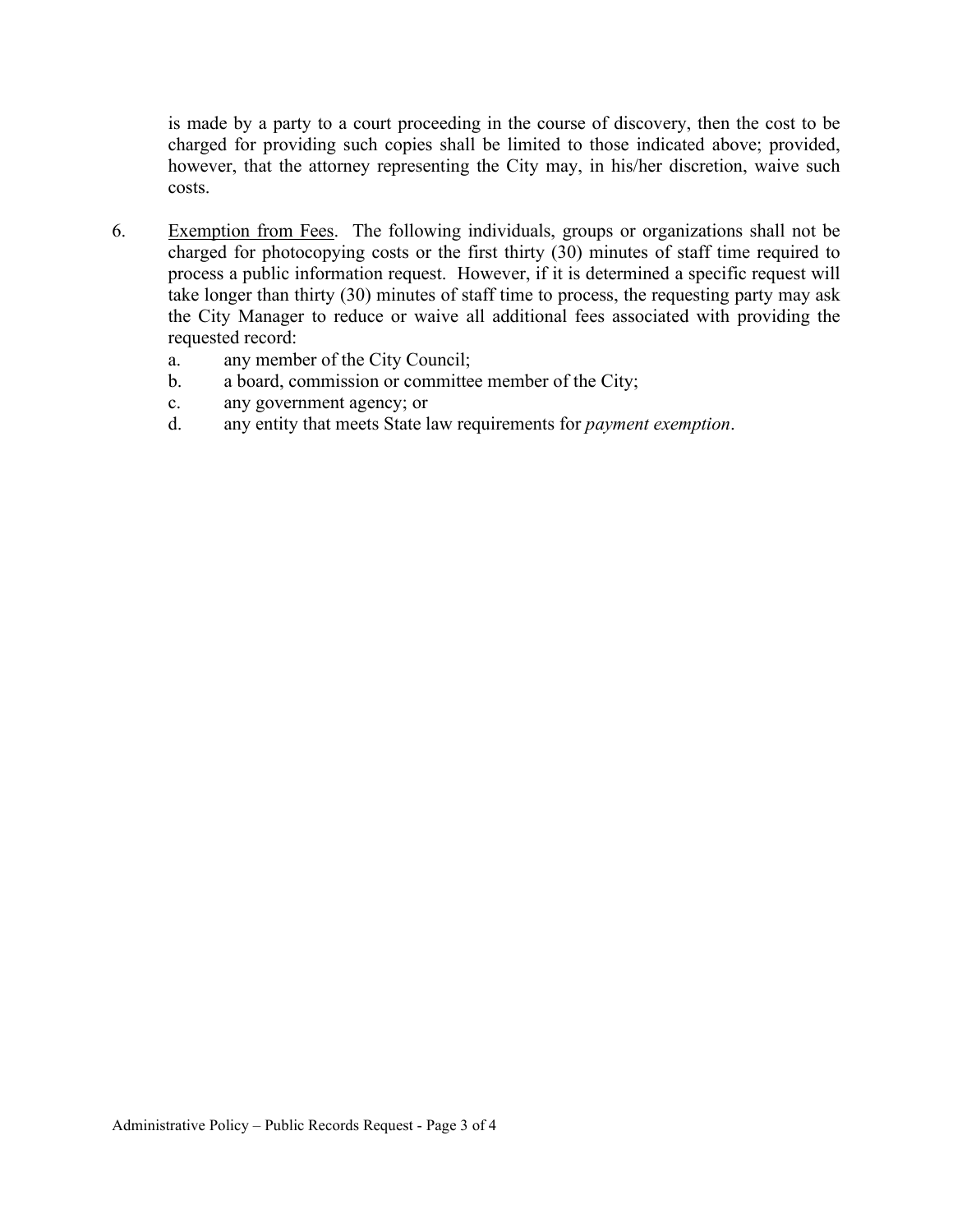is made by a party to a court proceeding in the course of discovery, then the cost to be charged for providing such copies shall be limited to those indicated above; provided, however, that the attorney representing the City may, in his/her discretion, waive such costs.

6. <u>Exemption from Fees</u>. The following individuals, groups or organizations shall not be charged for photocopying costs or the first thirty (30) minutes of staff time required to process a public information request. However, if it is determined a specific request will take longer than thirty (30) minutes of staff time to process, the requesting party may ask the City Manager to reduce or waive all additional fees associated with providing the requested record:
   a. any member of the City Council;
   b. a board, commission or committee member of the City;
   c. any government agency; or
   d. any entity that meets State law requirements for *payment exemption*.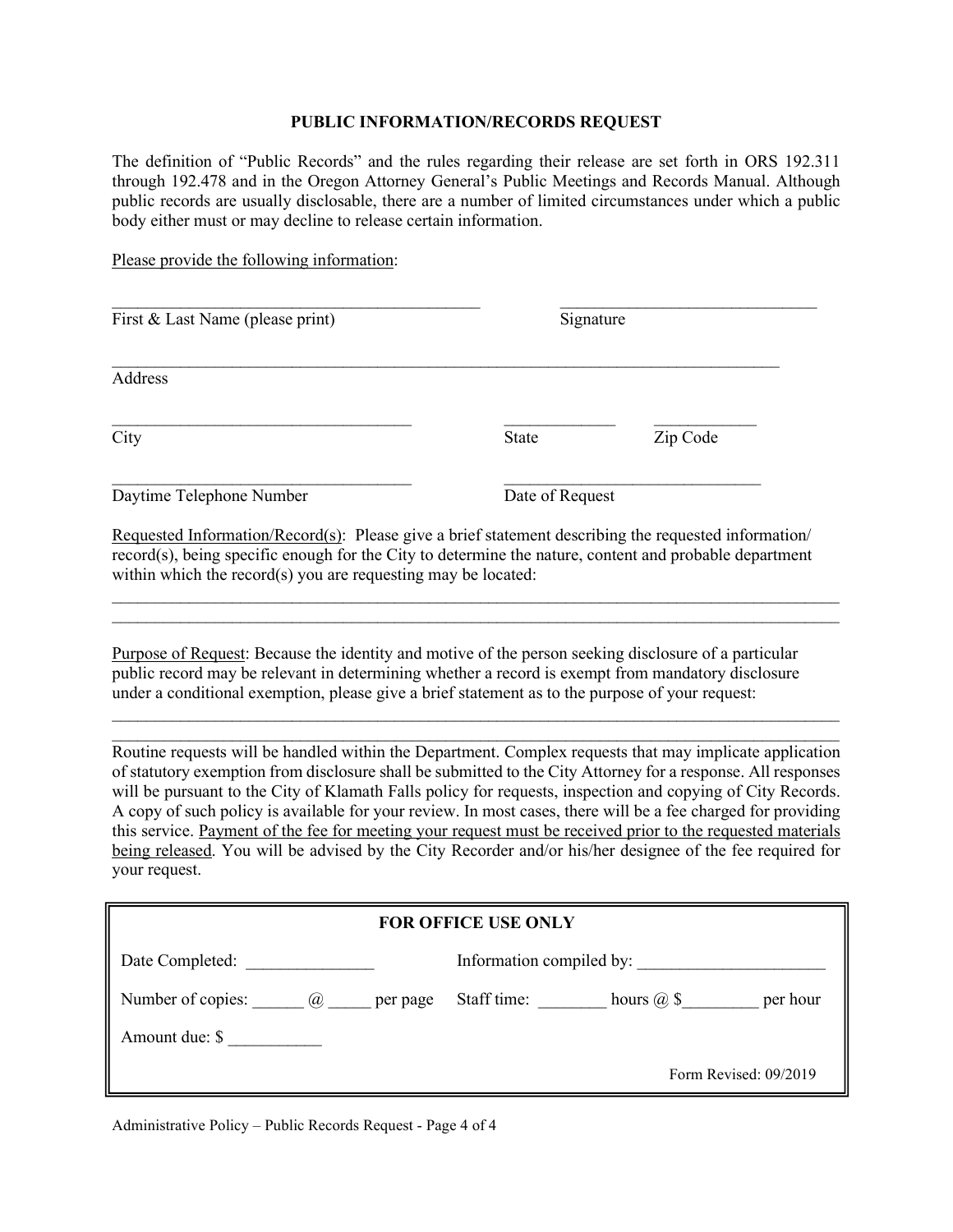## PUBLIC INFORMATION/RECORDS REQUEST

The definition of "Public Records" and the rules regarding their release are set forth in ORS 192.311 through 192.478 and in the Oregon Attorney General's Public Meetings and Records Manual. Although public records are usually disclosable, there are a number of limited circumstances under which a public body either must or may decline to release certain information.

Please provide the following information:

\_\_\_\_\_\_\_\_\_\_\_\_\_\_\_\_\_\_\_\_\_\_\_\_\_\_\_\_\_\_\_\_\_\_\_\_\_\_\_\_\_\_\_\_ \_\_\_\_\_\_\_\_\_\_\_\_\_\_\_\_\_\_\_\_\_\_\_\_\_\_\_\_\_\_\_\_
First & Last Name (please print) Signature

\_\_\_\_\_\_\_\_\_\_\_\_\_\_\_\_\_\_\_\_\_\_\_\_\_\_\_\_\_\_\_\_\_\_\_\_\_\_\_\_\_\_\_\_\_\_\_\_\_\_\_\_\_\_\_\_\_\_\_\_\_\_\_\_\_\_\_\_\_\_\_\_\_\_\_\_\_\_\_\_\_\_
Address

\_\_\_\_\_\_\_\_\_\_\_\_\_\_\_\_\_\_\_\_\_\_\_\_\_\_\_\_\_\_\_\_\_\_\_\_\_ \_\_\_\_\_\_\_\_\_\_\_\_\_\_ \_\_\_\_\_\_\_\_\_\_\_\_\_
City State Zip Code

\_\_\_\_\_\_\_\_\_\_\_\_\_\_\_\_\_\_\_\_\_\_\_\_\_\_\_\_\_\_\_\_\_\_\_\_\_ \_\_\_\_\_\_\_\_\_\_\_\_\_\_\_\_\_\_\_\_\_\_\_\_\_\_\_\_\_\_\_\_
Daytime Telephone Number Date of Request

Requested Information/Record(s): Please give a brief statement describing the requested information/ record(s), being specific enough for the City to determine the nature, content and probable department within which the record(s) you are requesting may be located:

\_\_\_\_\_\_\_\_\_\_\_\_\_\_\_\_\_\_\_\_\_\_\_\_\_\_\_\_\_\_\_\_\_\_\_\_\_\_\_\_\_\_\_\_\_\_\_\_\_\_\_\_\_\_\_\_\_\_\_\_\_\_\_\_\_\_\_\_\_\_\_\_\_\_\_\_\_\_\_\_\_\_\_\_\_\_\_\_
\_\_\_\_\_\_\_\_\_\_\_\_\_\_\_\_\_\_\_\_\_\_\_\_\_\_\_\_\_\_\_\_\_\_\_\_\_\_\_\_\_\_\_\_\_\_\_\_\_\_\_\_\_\_\_\_\_\_\_\_\_\_\_\_\_\_\_\_\_\_\_\_\_\_\_\_\_\_\_\_\_\_\_\_\_\_\_\_

Purpose of Request: Because the identity and motive of the person seeking disclosure of a particular public record may be relevant in determining whether a record is exempt from mandatory disclosure under a conditional exemption, please give a brief statement as to the purpose of your request:

\_\_\_\_\_\_\_\_\_\_\_\_\_\_\_\_\_\_\_\_\_\_\_\_\_\_\_\_\_\_\_\_\_\_\_\_\_\_\_\_\_\_\_\_\_\_\_\_\_\_\_\_\_\_\_\_\_\_\_\_\_\_\_\_\_\_\_\_\_\_\_\_\_\_\_\_\_\_\_\_\_\_\_\_\_\_\_\_
\_\_\_\_\_\_\_\_\_\_\_\_\_\_\_\_\_\_\_\_\_\_\_\_\_\_\_\_\_\_\_\_\_\_\_\_\_\_\_\_\_\_\_\_\_\_\_\_\_\_\_\_\_\_\_\_\_\_\_\_\_\_\_\_\_\_\_\_\_\_\_\_\_\_\_\_\_\_\_\_\_\_\_\_\_\_\_\_

Routine requests will be handled within the Department. Complex requests that may implicate application of statutory exemption from disclosure shall be submitted to the City Attorney for a response. All responses will be pursuant to the City of Klamath Falls policy for requests, inspection and copying of City Records. A copy of such policy is available for your review. In most cases, there will be a fee charged for providing this service. Payment of the fee for meeting your request must be received prior to the requested materials being released. You will be advised by the City Recorder and/or his/her designee of the fee required for your request.

| FOR OFFICE USE ONLY | |
|---|---|
| Date Completed: \_\_\_\_\_\_\_\_\_\_\_\_\_\_\_ | Information compiled by: \_\_\_\_\_\_\_\_\_\_\_\_\_\_\_\_\_\_\_\_\_\_ |
| Number of copies: \_\_\_\_\_\_ @ \_\_\_\_\_ per page | Staff time: \_\_\_\_\_\_\_\_ hours @ $\_\_\_\_\_\_\_\_\_ per hour |
| Amount due: $ \_\_\_\_\_\_\_\_\_\_\_ | |
| | Form Revised: 09/2019 |

Administrative Policy – Public Records Request